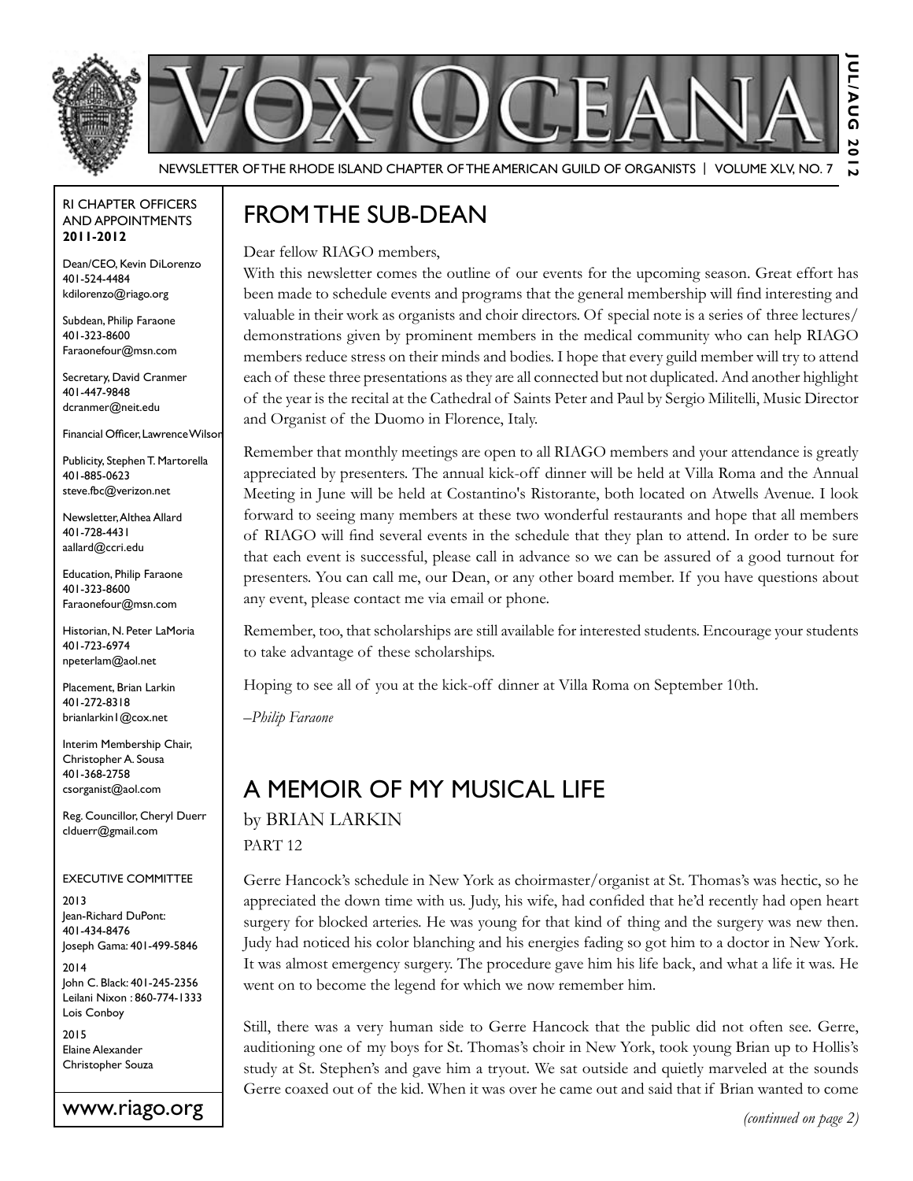# VOX OCEANA

NEWSLETTER OF THE RHODE ISLAND CHAPTER OF THE AMERICAN GUILD OF ORGANISTS | VOLUME XLV, NO. 7

JUL/AUG 2012

RI CHAPTER OFFICERS AND APPOINTMENTS **2011-2012**

Dean/CEO, Kevin DiLorenzo
401-524-4484
kdilorenzo@riago.org

Subdean, Philip Faraone
401-323-8600
Faraonefour@msn.com

Secretary, David Cranmer
401-447-9848
dcranmer@neit.edu

Financial Officer, Lawrence Wilson

Publicity, Stephen T. Martorella
401-885-0623
steve.fbc@verizon.net

Newsletter, Althea Allard
401-728-4431
aallard@ccri.edu

Education, Philip Faraone
401-323-8600
Faraonefour@msn.com

Historian, N. Peter LaMoria
401-723-6974
npeterlam@aol.net

Placement, Brian Larkin
401-272-8318
brianlarkin1@cox.net

Interim Membership Chair, Christopher A. Sousa
401-368-2758
csorganist@aol.com

Reg. Councillor, Cheryl Duerr
clduerr@gmail.com

EXECUTIVE COMMITTEE

2013
Jean-Richard DuPont: 401-434-8476
Joseph Gama: 401-499-5846

2014
John C. Black: 401-245-2356
Leilani Nixon : 860-774-1333
Lois Conboy

2015
Elaine Alexander
Christopher Souza

www.riago.org

## FROM THE SUB-DEAN

Dear fellow RIAGO members,

With this newsletter comes the outline of our events for the upcoming season. Great effort has been made to schedule events and programs that the general membership will find interesting and valuable in their work as organists and choir directors. Of special note is a series of three lectures/demonstrations given by prominent members in the medical community who can help RIAGO members reduce stress on their minds and bodies. I hope that every guild member will try to attend each of these three presentations as they are all connected but not duplicated. And another highlight of the year is the recital at the Cathedral of Saints Peter and Paul by Sergio Militelli, Music Director and Organist of the Duomo in Florence, Italy.

Remember that monthly meetings are open to all RIAGO members and your attendance is greatly appreciated by presenters. The annual kick-off dinner will be held at Villa Roma and the Annual Meeting in June will be held at Costantino's Ristorante, both located on Atwells Avenue. I look forward to seeing many members at these two wonderful restaurants and hope that all members of RIAGO will find several events in the schedule that they plan to attend. In order to be sure that each event is successful, please call in advance so we can be assured of a good turnout for presenters. You can call me, our Dean, or any other board member. If you have questions about any event, please contact me via email or phone.

Remember, too, that scholarships are still available for interested students. Encourage your students to take advantage of these scholarships.

Hoping to see all of you at the kick-off dinner at Villa Roma on September 10th.

*–Philip Faraone*

## A MEMOIR OF MY MUSICAL LIFE

by BRIAN LARKIN

PART 12

Gerre Hancock's schedule in New York as choirmaster/organist at St. Thomas's was hectic, so he appreciated the down time with us. Judy, his wife, had confided that he'd recently had open heart surgery for blocked arteries. He was young for that kind of thing and the surgery was new then. Judy had noticed his color blanching and his energies fading so got him to a doctor in New York. It was almost emergency surgery. The procedure gave him his life back, and what a life it was. He went on to become the legend for which we now remember him.

Still, there was a very human side to Gerre Hancock that the public did not often see. Gerre, auditioning one of my boys for St. Thomas's choir in New York, took young Brian up to Hollis's study at St. Stephen's and gave him a tryout. We sat outside and quietly marveled at the sounds Gerre coaxed out of the kid. When it was over he came out and said that if Brian wanted to come

*(continued on page 2)*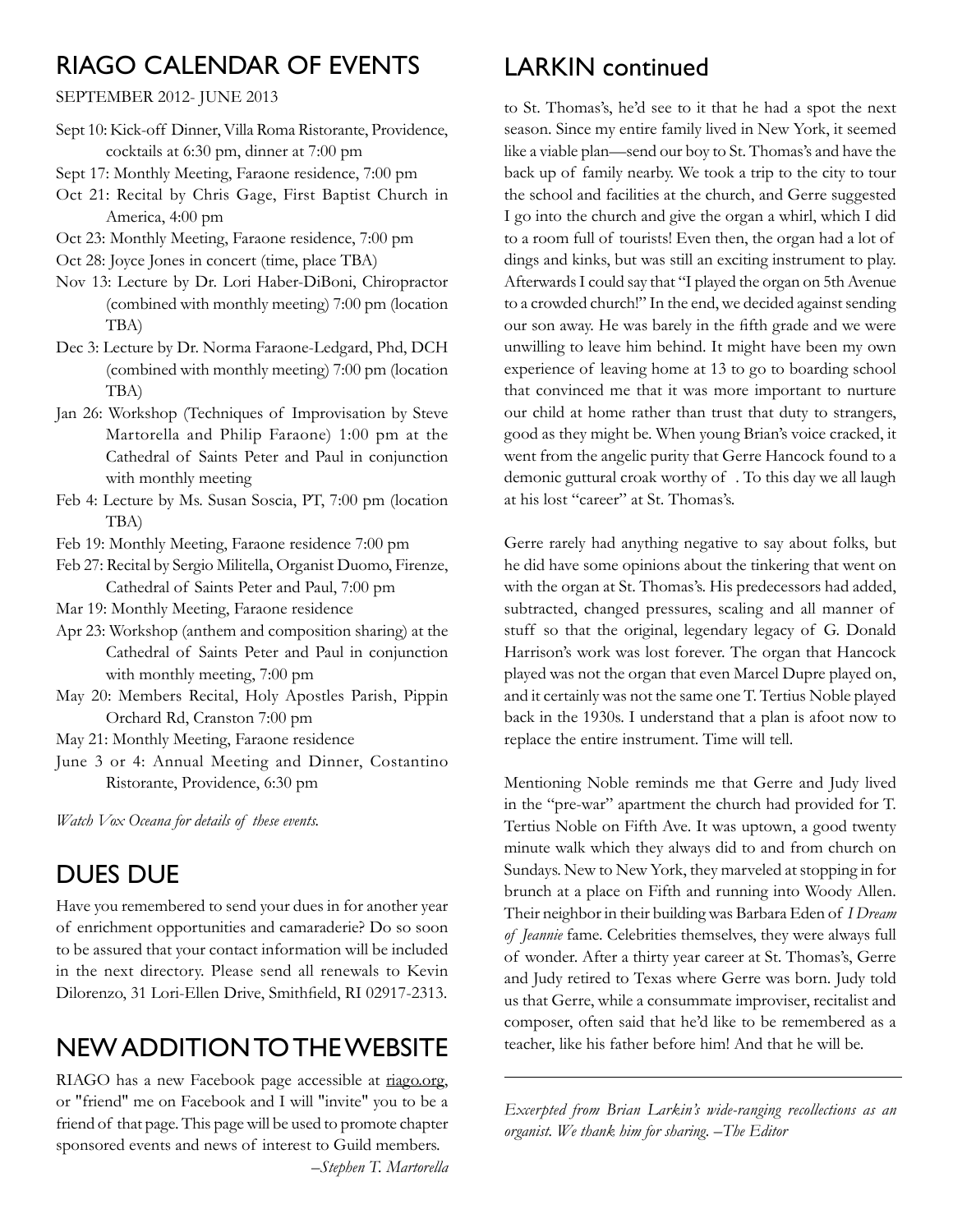## RIAGO CALENDAR OF EVENTS

SEPTEMBER 2012- JUNE 2013

- Sept 10: Kick-off Dinner, Villa Roma Ristorante, Providence, cocktails at 6:30 pm, dinner at 7:00 pm
- Sept 17: Monthly Meeting, Faraone residence, 7:00 pm
- Oct 21: Recital by Chris Gage, First Baptist Church in America, 4:00 pm
- Oct 23: Monthly Meeting, Faraone residence, 7:00 pm
- Oct 28: Joyce Jones in concert (time, place TBA)
- Nov 13: Lecture by Dr. Lori Haber-DiBoni, Chiropractor (combined with monthly meeting) 7:00 pm (location TBA)
- Dec 3: Lecture by Dr. Norma Faraone-Ledgard, Phd, DCH (combined with monthly meeting) 7:00 pm (location TBA)
- Jan 26: Workshop (Techniques of Improvisation by Steve Martorella and Philip Faraone) 1:00 pm at the Cathedral of Saints Peter and Paul in conjunction with monthly meeting
- Feb 4: Lecture by Ms. Susan Soscia, PT, 7:00 pm (location TBA)
- Feb 19: Monthly Meeting, Faraone residence 7:00 pm
- Feb 27: Recital by Sergio Militella, Organist Duomo, Firenze, Cathedral of Saints Peter and Paul, 7:00 pm
- Mar 19: Monthly Meeting, Faraone residence
- Apr 23: Workshop (anthem and composition sharing) at the Cathedral of Saints Peter and Paul in conjunction with monthly meeting, 7:00 pm
- May 20: Members Recital, Holy Apostles Parish, Pippin Orchard Rd, Cranston 7:00 pm
- May 21: Monthly Meeting, Faraone residence
- June 3 or 4: Annual Meeting and Dinner, Costantino Ristorante, Providence, 6:30 pm

*Watch Vox Oceana for details of these events.*

## DUES DUE

Have you remembered to send your dues in for another year of enrichment opportunities and camaraderie? Do so soon to be assured that your contact information will be included in the next directory. Please send all renewals to Kevin Dilorenzo, 31 Lori-Ellen Drive, Smithfield, RI 02917-2313.

## NEW ADDITION TO THE WEBSITE

RIAGO has a new Facebook page accessible at riago.org, or "friend" me on Facebook and I will "invite" you to be a friend of that page. This page will be used to promote chapter sponsored events and news of interest to Guild members.

*–Stephen T. Martorella*

## LARKIN continued

to St. Thomas's, he'd see to it that he had a spot the next season. Since my entire family lived in New York, it seemed like a viable plan—send our boy to St. Thomas's and have the back up of family nearby. We took a trip to the city to tour the school and facilities at the church, and Gerre suggested I go into the church and give the organ a whirl, which I did to a room full of tourists! Even then, the organ had a lot of dings and kinks, but was still an exciting instrument to play. Afterwards I could say that "I played the organ on 5th Avenue to a crowded church!" In the end, we decided against sending our son away. He was barely in the fifth grade and we were unwilling to leave him behind. It might have been my own experience of leaving home at 13 to go to boarding school that convinced me that it was more important to nurture our child at home rather than trust that duty to strangers, good as they might be. When young Brian's voice cracked, it went from the angelic purity that Gerre Hancock found to a demonic guttural croak worthy of . To this day we all laugh at his lost "career" at St. Thomas's.

Gerre rarely had anything negative to say about folks, but he did have some opinions about the tinkering that went on with the organ at St. Thomas's. His predecessors had added, subtracted, changed pressures, scaling and all manner of stuff so that the original, legendary legacy of G. Donald Harrison's work was lost forever. The organ that Hancock played was not the organ that even Marcel Dupre played on, and it certainly was not the same one T. Tertius Noble played back in the 1930s. I understand that a plan is afoot now to replace the entire instrument. Time will tell.

Mentioning Noble reminds me that Gerre and Judy lived in the "pre-war" apartment the church had provided for T. Tertius Noble on Fifth Ave. It was uptown, a good twenty minute walk which they always did to and from church on Sundays. New to New York, they marveled at stopping in for brunch at a place on Fifth and running into Woody Allen. Their neighbor in their building was Barbara Eden of *I Dream of Jeannie* fame. Celebrities themselves, they were always full of wonder. After a thirty year career at St. Thomas's, Gerre and Judy retired to Texas where Gerre was born. Judy told us that Gerre, while a consummate improviser, recitalist and composer, often said that he'd like to be remembered as a teacher, like his father before him! And that he will be.

---

*Excerpted from Brian Larkin's wide-ranging recollections as an organist. We thank him for sharing. –The Editor*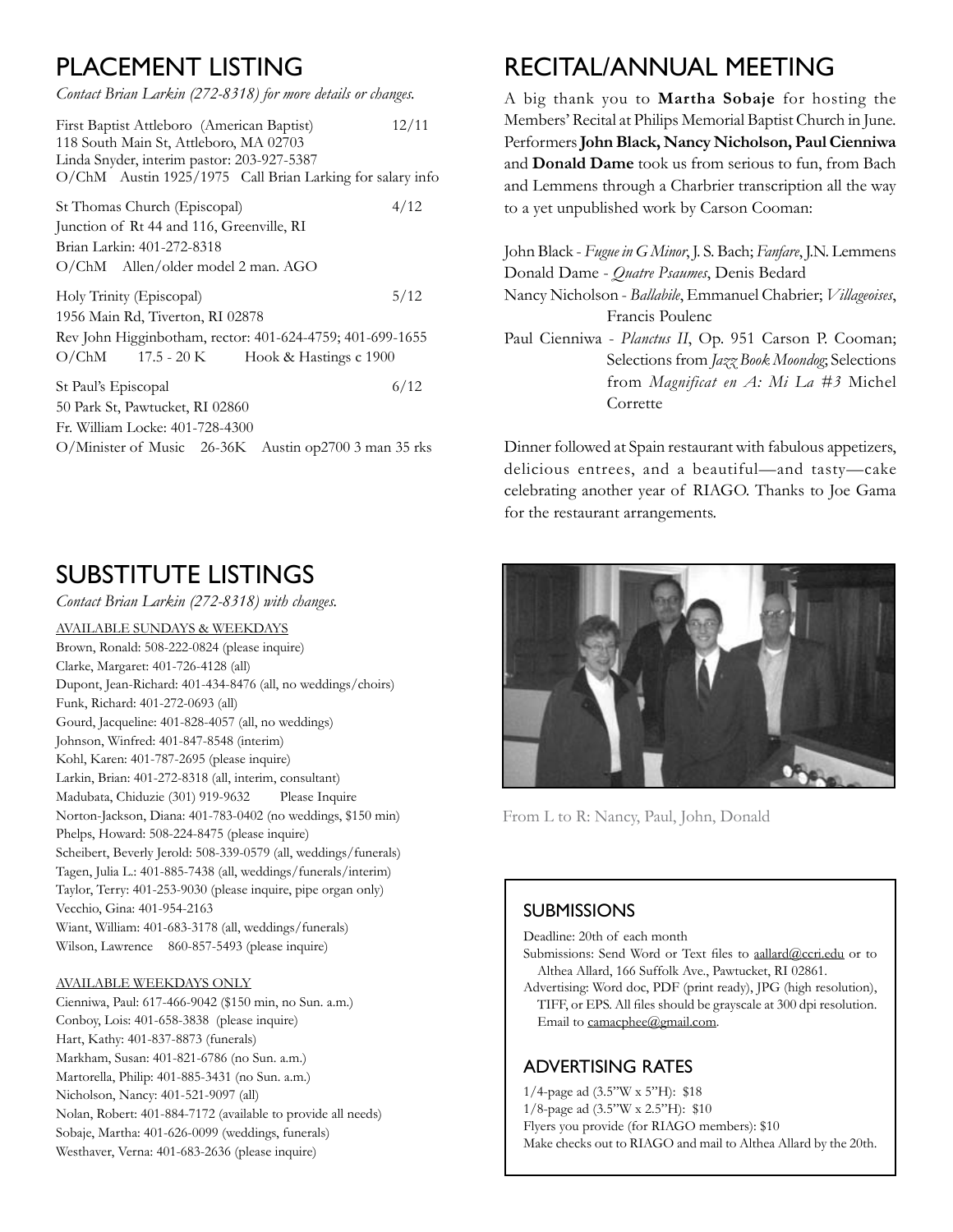## PLACEMENT LISTING

*Contact Brian Larkin (272-8318) for more details or changes.*

First Baptist Attleboro (American Baptist) 12/11
118 South Main St, Attleboro, MA 02703
Linda Snyder, interim pastor: 203-927-5387
O/ChM Austin 1925/1975 Call Brian Larking for salary info

St Thomas Church (Episcopal) 4/12
Junction of Rt 44 and 116, Greenville, RI
Brian Larkin: 401-272-8318
O/ChM Allen/older model 2 man. AGO

Holy Trinity (Episcopal) 5/12
1956 Main Rd, Tiverton, RI 02878
Rev John Higginbotham, rector: 401-624-4759; 401-699-1655
O/ChM 17.5 - 20 K Hook & Hastings c 1900

St Paul's Episcopal 6/12
50 Park St, Pawtucket, RI 02860
Fr. William Locke: 401-728-4300
O/Minister of Music 26-36K Austin op2700 3 man 35 rks

## SUBSTITUTE LISTINGS

*Contact Brian Larkin (272-8318) with changes.*

AVAILABLE SUNDAYS & WEEKDAYS

Brown, Ronald: 508-222-0824 (please inquire)
Clarke, Margaret: 401-726-4128 (all)
Dupont, Jean-Richard: 401-434-8476 (all, no weddings/choirs)
Funk, Richard: 401-272-0693 (all)
Gourd, Jacqueline: 401-828-4057 (all, no weddings)
Johnson, Winfred: 401-847-8548 (interim)
Kohl, Karen: 401-787-2695 (please inquire)
Larkin, Brian: 401-272-8318 (all, interim, consultant)
Madubata, Chiduzie (301) 919-9632 Please Inquire
Norton-Jackson, Diana: 401-783-0402 (no weddings, $150 min)
Phelps, Howard: 508-224-8475 (please inquire)
Scheibert, Beverly Jerold: 508-339-0579 (all, weddings/funerals)
Tagen, Julia L.: 401-885-7438 (all, weddings/funerals/interim)
Taylor, Terry: 401-253-9030 (please inquire, pipe organ only)
Vecchio, Gina: 401-954-2163
Wiant, William: 401-683-3178 (all, weddings/funerals)
Wilson, Lawrence 860-857-5493 (please inquire)

AVAILABLE WEEKDAYS ONLY

Cienniwa, Paul: 617-466-9042 ($150 min, no Sun. a.m.)
Conboy, Lois: 401-658-3838 (please inquire)
Hart, Kathy: 401-837-8873 (funerals)
Markham, Susan: 401-821-6786 (no Sun. a.m.)
Martorella, Philip: 401-885-3431 (no Sun. a.m.)
Nicholson, Nancy: 401-521-9097 (all)
Nolan, Robert: 401-884-7172 (available to provide all needs)
Sobaje, Martha: 401-626-0099 (weddings, funerals)
Westhaver, Verna: 401-683-2636 (please inquire)

## RECITAL/ANNUAL MEETING

A big thank you to **Martha Sobaje** for hosting the Members' Recital at Philips Memorial Baptist Church in June. Performers **John Black, Nancy Nicholson, Paul Cienniwa** and **Donald Dame** took us from serious to fun, from Bach and Lemmens through a Charbrier transcription all the way to a yet unpublished work by Carson Cooman:

John Black - *Fugue in G Minor*, J. S. Bach; *Fanfare*, J.N. Lemmens
Donald Dame - *Quatre Psaumes*, Denis Bedard
Nancy Nicholson - *Ballabile*, Emmanuel Chabrier; *Villageoises*, Francis Poulenc
Paul Cienniwa - *Planctus II*, Op. 951 Carson P. Cooman; Selections from *Jazz Book Moondog*; Selections from *Magnificat en A: Mi La #3* Michel Corrette

Dinner followed at Spain restaurant with fabulous appetizers, delicious entrees, and a beautiful—and tasty—cake celebrating another year of RIAGO. Thanks to Joe Gama for the restaurant arrangements.

From L to R: Nancy, Paul, John, Donald

### SUBMISSIONS

Deadline: 20th of each month
Submissions: Send Word or Text files to aallard@ccri.edu or to Althea Allard, 166 Suffolk Ave., Pawtucket, RI 02861.
Advertising: Word doc, PDF (print ready), JPG (high resolution), TIFF, or EPS. All files should be grayscale at 300 dpi resolution. Email to camacphee@gmail.com.

### ADVERTISING RATES

1/4-page ad (3.5"W x 5"H): $18
1/8-page ad (3.5"W x 2.5"H): $10
Flyers you provide (for RIAGO members): $10
Make checks out to RIAGO and mail to Althea Allard by the 20th.